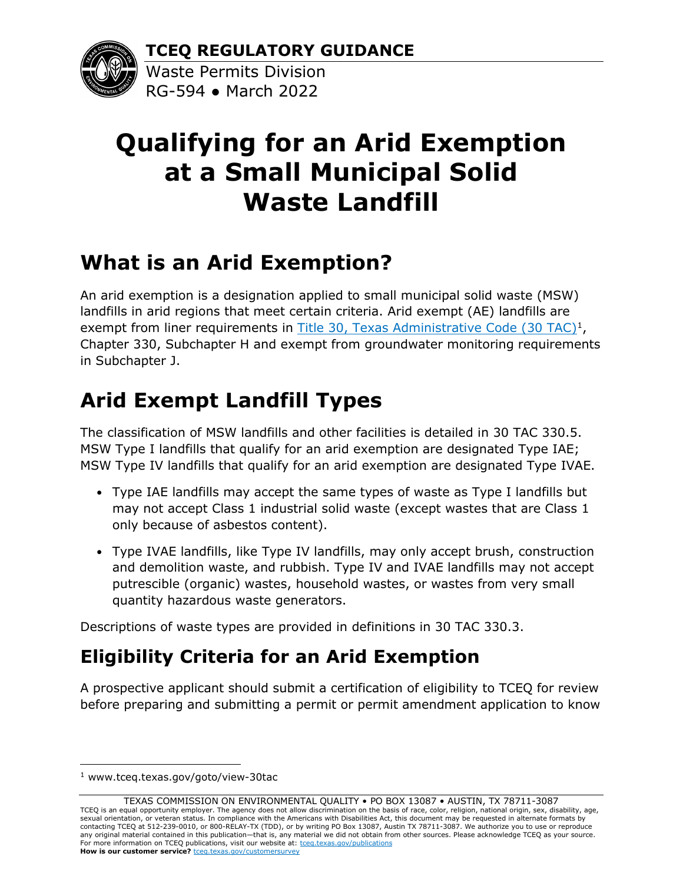**TCEQ REGULATORY GUIDANCE**

Waste Permits Division

RG-594 ● March 2022

# Qualifying for an Arid Exemption at a Small Municipal Solid Waste Landfill

## What is an Arid Exemption?

An arid exemption is a designation applied to small municipal solid waste (MSW) landfills in arid regions that meet certain criteria. Arid exempt (AE) landfills are exempt from liner requirements in [Title 30, Texas Administrative Code (30 TAC)](www.tceq.texas.gov/goto/view-30tac)[1], Chapter 330, Subchapter H and exempt from groundwater monitoring requirements in Subchapter J.

## Arid Exempt Landfill Types

The classification of MSW landfills and other facilities is detailed in 30 TAC 330.5. MSW Type I landfills that qualify for an arid exemption are designated Type IAE; MSW Type IV landfills that qualify for an arid exemption are designated Type IVAE.

- Type IAE landfills may accept the same types of waste as Type I landfills but may not accept Class 1 industrial solid waste (except wastes that are Class 1 only because of asbestos content).
- Type IVAE landfills, like Type IV landfills, may only accept brush, construction and demolition waste, and rubbish. Type IV and IVAE landfills may not accept putrescible (organic) wastes, household wastes, or wastes from very small quantity hazardous waste generators.

Descriptions of waste types are provided in definitions in 30 TAC 330.3.

## Eligibility Criteria for an Arid Exemption

A prospective applicant should submit a certification of eligibility to TCEQ for review before preparing and submitting a permit or permit amendment application to know

---

[1] www.tceq.texas.gov/goto/view-30tac

TEXAS COMMISSION ON ENVIRONMENTAL QUALITY • PO BOX 13087 • AUSTIN, TX 78711-3087

TCEQ is an equal opportunity employer. The agency does not allow discrimination on the basis of race, color, religion, national origin, sex, disability, age, sexual orientation, or veteran status. In compliance with the Americans with Disabilities Act, this document may be requested in alternate formats by contacting TCEQ at 512-239-0010, or 800-RELAY-TX (TDD), or by writing PO Box 13087, Austin TX 78711-3087. We authorize you to use or reproduce any original material contained in this publication—that is, any material we did not obtain from other sources. Please acknowledge TCEQ as your source. For more information on TCEQ publications, visit our website at: tceq.texas.gov/publications

**How is our customer service?** tceq.texas.gov/customersurvey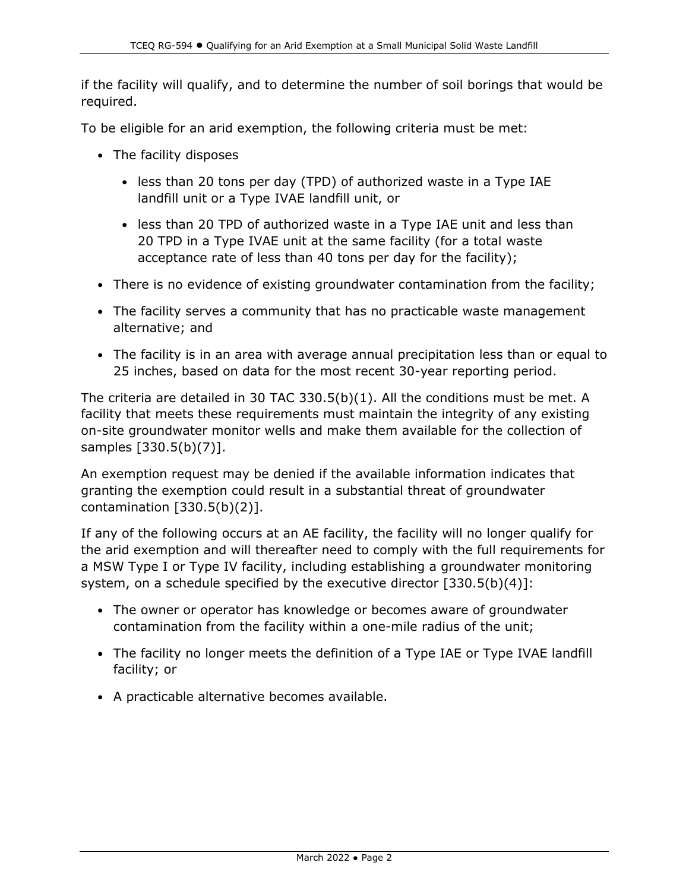if the facility will qualify, and to determine the number of soil borings that would be required.

To be eligible for an arid exemption, the following criteria must be met:

- The facility disposes
  - less than 20 tons per day (TPD) of authorized waste in a Type IAE landfill unit or a Type IVAE landfill unit, or
  - less than 20 TPD of authorized waste in a Type IAE unit and less than 20 TPD in a Type IVAE unit at the same facility (for a total waste acceptance rate of less than 40 tons per day for the facility);
- There is no evidence of existing groundwater contamination from the facility;
- The facility serves a community that has no practicable waste management alternative; and
- The facility is in an area with average annual precipitation less than or equal to 25 inches, based on data for the most recent 30-year reporting period.

The criteria are detailed in 30 TAC 330.5(b)(1). All the conditions must be met. A facility that meets these requirements must maintain the integrity of any existing on-site groundwater monitor wells and make them available for the collection of samples [330.5(b)(7)].

An exemption request may be denied if the available information indicates that granting the exemption could result in a substantial threat of groundwater contamination [330.5(b)(2)].

If any of the following occurs at an AE facility, the facility will no longer qualify for the arid exemption and will thereafter need to comply with the full requirements for a MSW Type I or Type IV facility, including establishing a groundwater monitoring system, on a schedule specified by the executive director [330.5(b)(4)]:

- The owner or operator has knowledge or becomes aware of groundwater contamination from the facility within a one-mile radius of the unit;
- The facility no longer meets the definition of a Type IAE or Type IVAE landfill facility; or
- A practicable alternative becomes available.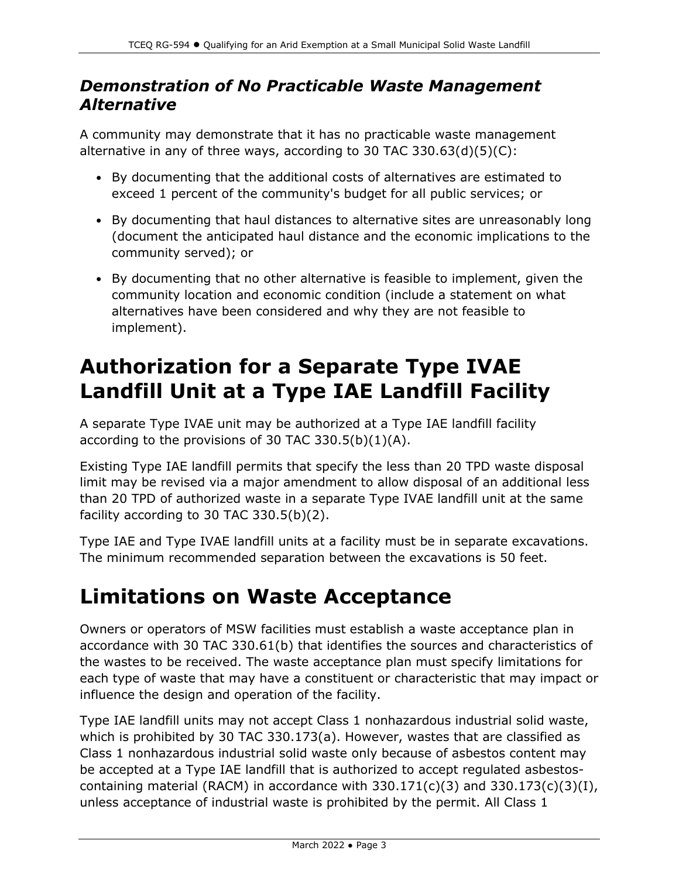### *Demonstration of No Practicable Waste Management Alternative*

A community may demonstrate that it has no practicable waste management alternative in any of three ways, according to 30 TAC 330.63(d)(5)(C):

- By documenting that the additional costs of alternatives are estimated to exceed 1 percent of the community's budget for all public services; or
- By documenting that haul distances to alternative sites are unreasonably long (document the anticipated haul distance and the economic implications to the community served); or
- By documenting that no other alternative is feasible to implement, given the community location and economic condition (include a statement on what alternatives have been considered and why they are not feasible to implement).

# Authorization for a Separate Type IVAE Landfill Unit at a Type IAE Landfill Facility

A separate Type IVAE unit may be authorized at a Type IAE landfill facility according to the provisions of 30 TAC 330.5(b)(1)(A).

Existing Type IAE landfill permits that specify the less than 20 TPD waste disposal limit may be revised via a major amendment to allow disposal of an additional less than 20 TPD of authorized waste in a separate Type IVAE landfill unit at the same facility according to 30 TAC 330.5(b)(2).

Type IAE and Type IVAE landfill units at a facility must be in separate excavations. The minimum recommended separation between the excavations is 50 feet.

# Limitations on Waste Acceptance

Owners or operators of MSW facilities must establish a waste acceptance plan in accordance with 30 TAC 330.61(b) that identifies the sources and characteristics of the wastes to be received. The waste acceptance plan must specify limitations for each type of waste that may have a constituent or characteristic that may impact or influence the design and operation of the facility.

Type IAE landfill units may not accept Class 1 nonhazardous industrial solid waste, which is prohibited by 30 TAC 330.173(a). However, wastes that are classified as Class 1 nonhazardous industrial solid waste only because of asbestos content may be accepted at a Type IAE landfill that is authorized to accept regulated asbestos-containing material (RACM) in accordance with 330.171(c)(3) and 330.173(c)(3)(I), unless acceptance of industrial waste is prohibited by the permit. All Class 1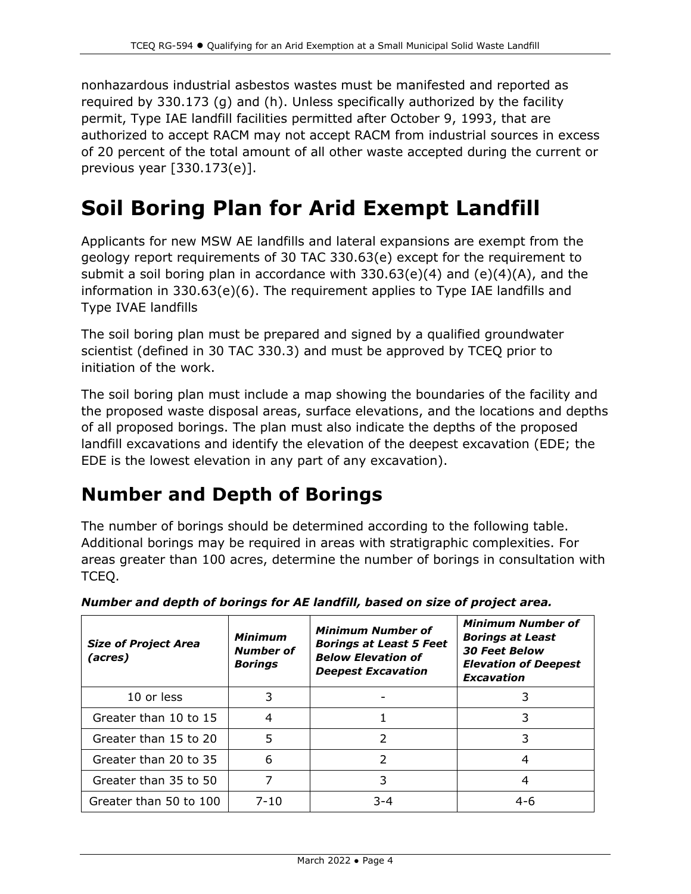nonhazardous industrial asbestos wastes must be manifested and reported as required by 330.173 (g) and (h). Unless specifically authorized by the facility permit, Type IAE landfill facilities permitted after October 9, 1993, that are authorized to accept RACM may not accept RACM from industrial sources in excess of 20 percent of the total amount of all other waste accepted during the current or previous year [330.173(e)].

# Soil Boring Plan for Arid Exempt Landfill

Applicants for new MSW AE landfills and lateral expansions are exempt from the geology report requirements of 30 TAC 330.63(e) except for the requirement to submit a soil boring plan in accordance with 330.63(e)(4) and (e)(4)(A), and the information in 330.63(e)(6). The requirement applies to Type IAE landfills and Type IVAE landfills

The soil boring plan must be prepared and signed by a qualified groundwater scientist (defined in 30 TAC 330.3) and must be approved by TCEQ prior to initiation of the work.

The soil boring plan must include a map showing the boundaries of the facility and the proposed waste disposal areas, surface elevations, and the locations and depths of all proposed borings. The plan must also indicate the depths of the proposed landfill excavations and identify the elevation of the deepest excavation (EDE; the EDE is the lowest elevation in any part of any excavation).

## Number and Depth of Borings

The number of borings should be determined according to the following table. Additional borings may be required in areas with stratigraphic complexities. For areas greater than 100 acres, determine the number of borings in consultation with TCEQ.

***Number and depth of borings for AE landfill, based on size of project area.***

| ***Size of Project Area (acres)*** | ***Minimum Number of Borings*** | ***Minimum Number of Borings at Least 5 Feet Below Elevation of Deepest Excavation*** | ***Minimum Number of Borings at Least 30 Feet Below Elevation of Deepest Excavation*** |
|---|---|---|---|
| 10 or less | 3 | - | 3 |
| Greater than 10 to 15 | 4 | 1 | 3 |
| Greater than 15 to 20 | 5 | 2 | 3 |
| Greater than 20 to 35 | 6 | 2 | 4 |
| Greater than 35 to 50 | 7 | 3 | 4 |
| Greater than 50 to 100 | 7-10 | 3-4 | 4-6 |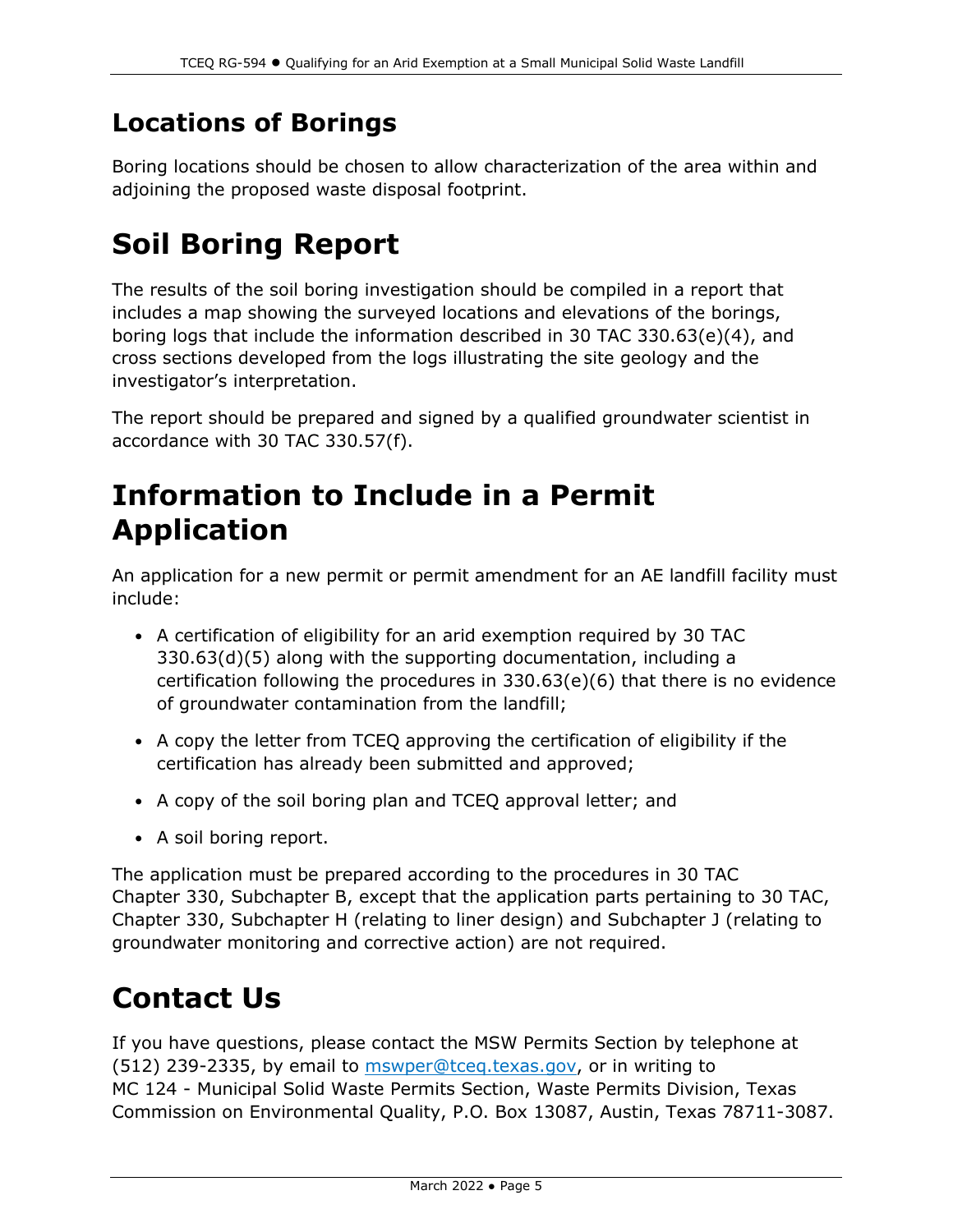## Locations of Borings

Boring locations should be chosen to allow characterization of the area within and adjoining the proposed waste disposal footprint.

# Soil Boring Report

The results of the soil boring investigation should be compiled in a report that includes a map showing the surveyed locations and elevations of the borings, boring logs that include the information described in 30 TAC 330.63(e)(4), and cross sections developed from the logs illustrating the site geology and the investigator's interpretation.

The report should be prepared and signed by a qualified groundwater scientist in accordance with 30 TAC 330.57(f).

# Information to Include in a Permit Application

An application for a new permit or permit amendment for an AE landfill facility must include:

- A certification of eligibility for an arid exemption required by 30 TAC 330.63(d)(5) along with the supporting documentation, including a certification following the procedures in 330.63(e)(6) that there is no evidence of groundwater contamination from the landfill;
- A copy the letter from TCEQ approving the certification of eligibility if the certification has already been submitted and approved;
- A copy of the soil boring plan and TCEQ approval letter; and
- A soil boring report.

The application must be prepared according to the procedures in 30 TAC Chapter 330, Subchapter B, except that the application parts pertaining to 30 TAC, Chapter 330, Subchapter H (relating to liner design) and Subchapter J (relating to groundwater monitoring and corrective action) are not required.

# Contact Us

If you have questions, please contact the MSW Permits Section by telephone at (512) 239-2335, by email to [mswper@tceq.texas.gov](mailto:mswper@tceq.texas.gov), or in writing to MC 124 - Municipal Solid Waste Permits Section, Waste Permits Division, Texas Commission on Environmental Quality, P.O. Box 13087, Austin, Texas 78711-3087.